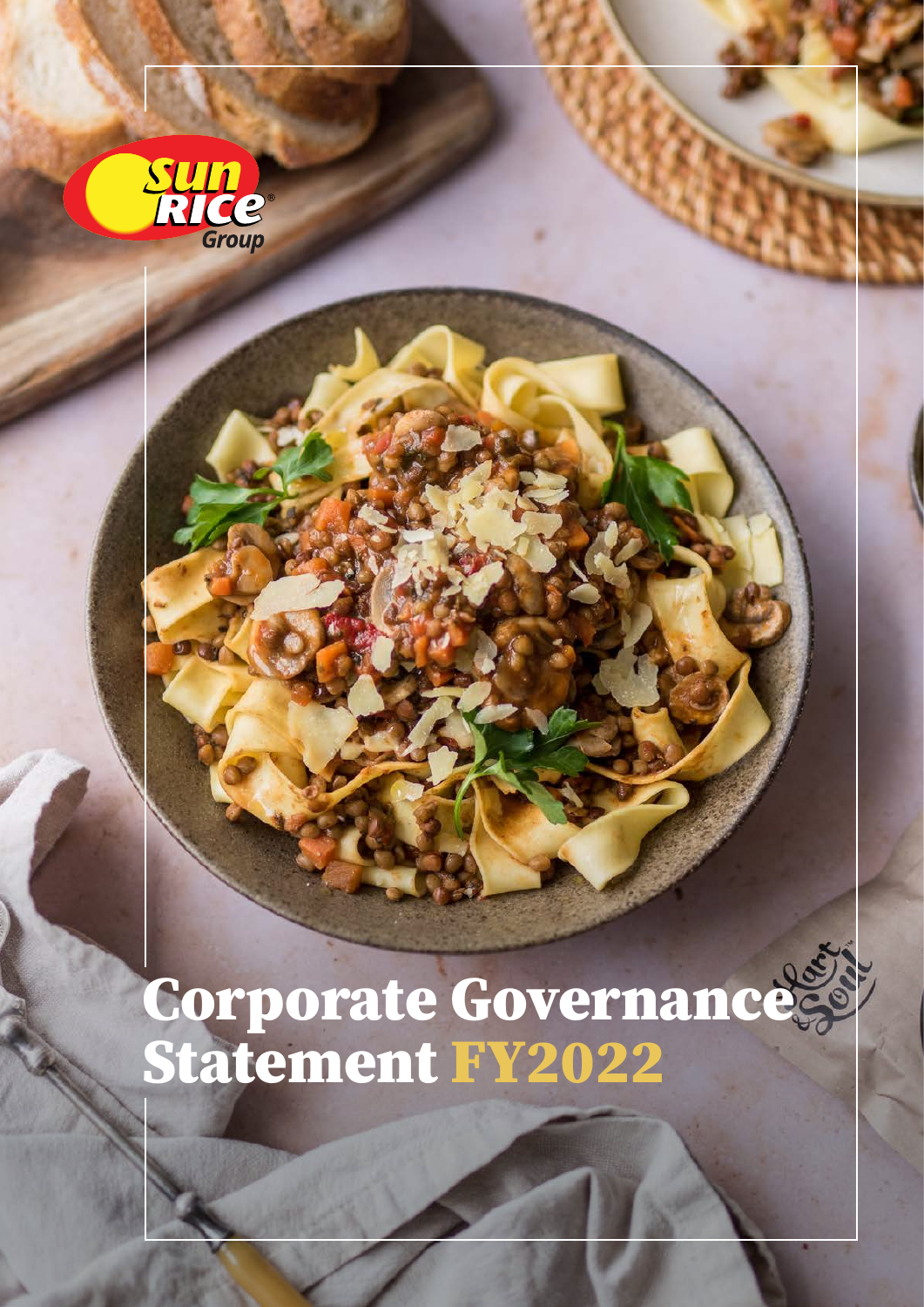# Corporate Governance Statement FY2022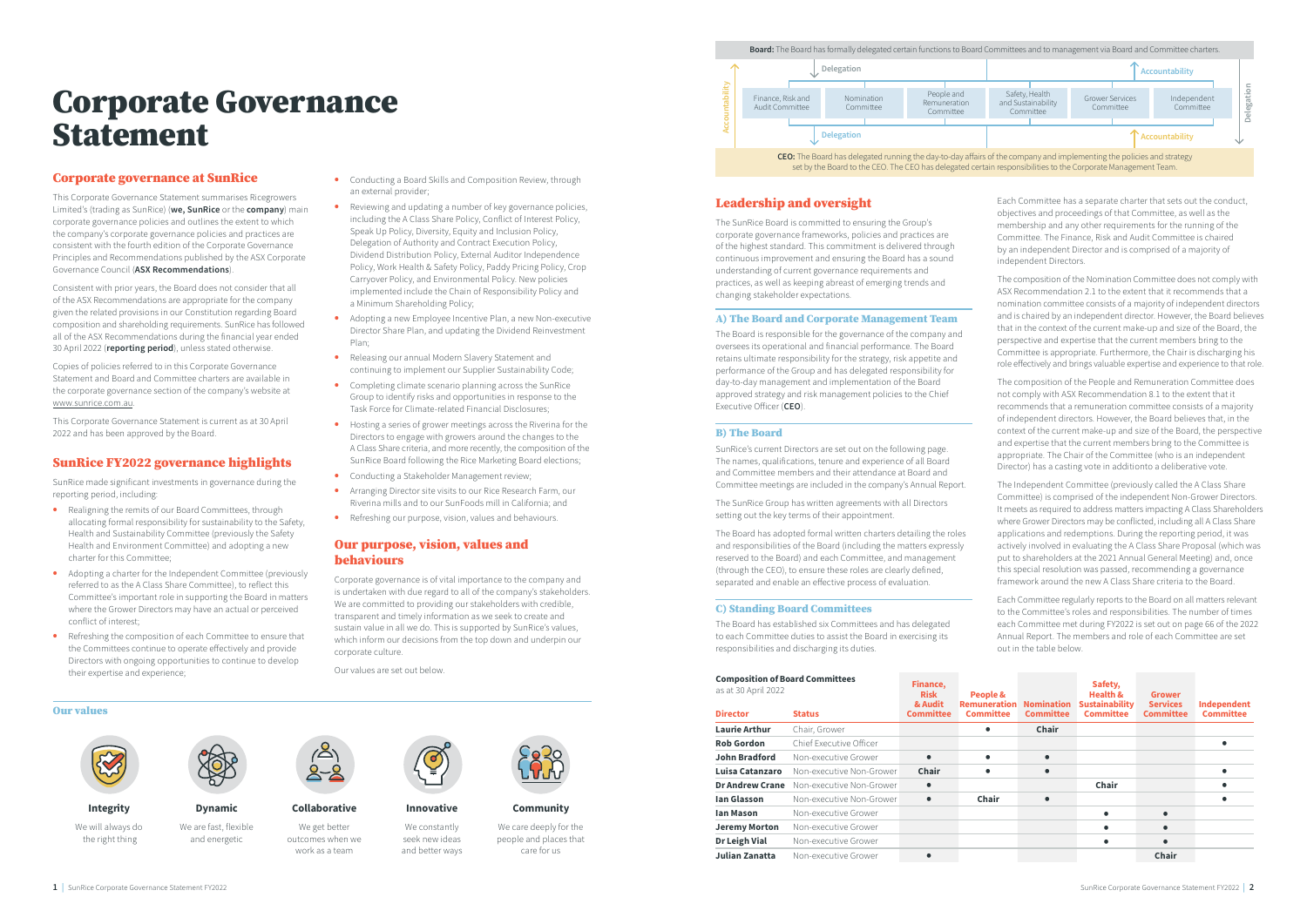# Corporate Governance Statement

## Corporate governance at SunRice

This Corporate Governance Statement summarises Ricegrowers Limited's (trading as SunRice) (**we, SunRice** or the **company**) main corporate governance policies and outlines the extent to which the company's corporate governance policies and practices are consistent with the fourth edition of the Corporate Governance Principles and Recommendations published by the ASX Corporate Governance Council (**ASX Recommendations**).

Consistent with prior years, the Board does not consider that all of the ASX Recommendations are appropriate for the company given the related provisions in our Constitution regarding Board composition and shareholding requirements. SunRice has followed all of the ASX Recommendations during the financial year ended 30 April 2022 (**reporting period**), unless stated otherwise.

Copies of policies referred to in this Corporate Governance Statement and Board and Committee charters are available in the corporate governance section of the company's website at www.sunrice.com.au.

This Corporate Governance Statement is current as at 30 April 2022 and has been approved by the Board.

## SunRice FY2022 governance highlights

SunRice made significant investments in governance during the reporting period, including:

- Realigning the remits of our Board Committees, through allocating formal responsibility for sustainability to the Safety, Health and Sustainability Committee (previously the Safety Health and Environment Committee) and adopting a new charter for this Committee;
- Adopting a charter for the Independent Committee (previously referred to as the A Class Share Committee), to reflect this Committee's important role in supporting the Board in matters where the Grower Directors may have an actual or perceived conflict of interest;
- Refreshing the composition of each Committee to ensure that the Committees continue to operate effectively and provide Directors with ongoing opportunities to continue to develop their expertise and experience;
- Conducting a Board Skills and Composition Review, through an external provider;
- Reviewing and updating a number of key governance policies, including the A Class Share Policy, Conflict of Interest Policy, Speak Up Policy, Diversity, Equity and Inclusion Policy, Delegation of Authority and Contract Execution Policy, Dividend Distribution Policy, External Auditor Independence Policy, Work Health & Safety Policy, Paddy Pricing Policy, Crop Carryover Policy, and Environmental Policy. New policies implemented include the Chain of Responsibility Policy and a Minimum Shareholding Policy;
- Adopting a new Employee Incentive Plan, a new Non-executive Director Share Plan, and updating the Dividend Reinvestment Plan;
- Releasing our annual Modern Slavery Statement and continuing to implement our Supplier Sustainability Code;
- Completing climate scenario planning across the SunRice Group to identify risks and opportunities in response to the Task Force for Climate-related Financial Disclosures;
- Hosting a series of grower meetings across the Riverina for the Directors to engage with growers around the changes to the A Class Share criteria, and more recently, the composition of the SunRice Board following the Rice Marketing Board elections;
- Conducting a Stakeholder Management review;
- Arranging Director site visits to our Rice Research Farm, our Riverina mills and to our SunFoods mill in California; and
- Refreshing our purpose, vision, values and behaviours.

## Our purpose, vision, values and behaviours

Corporate governance is of vital importance to the company and is undertaken with due regard to all of the company's stakeholders. We are committed to providing our stakeholders with credible, transparent and timely information as we seek to create and sustain value in all we do. This is supported by SunRice's values, which inform our decisions from the top down and underpin our corporate culture.

Our values are set out below.

### Our values

| Integrity | Dynamic | Collaborative | Innovative | Community |
|---|---|---|---|---|
| We will always do the right thing | We are fast, flexible and energetic | We get better outcomes when we work as a team | We constantly seek new ideas and better ways | We care deeply for the people and places that care for us |

**Board:** The Board has formally delegated certain functions to Board Committees and to management via Board and Committee charters.

Delegation ↓ / Accountability ↑

Finance, Risk and Audit Committee | Nomination Committee | People and Remuneration Committee | Safety, Health and Sustainability Committee | Grower Services Committee | Independent Committee

Delegation ↓ / Accountability ↑

**CEO:** The Board has delegated running the day-to-day affairs of the company and implementing the policies and strategy set by the Board to the CEO. The CEO has delegated certain responsibilities to the Corporate Management Team.

## Leadership and oversight

The SunRice Board is committed to ensuring the Group's corporate governance frameworks, policies and practices are of the highest standard. This commitment is delivered through continuous improvement and ensuring the Board has a sound understanding of current governance requirements and practices, as well as keeping abreast of emerging trends and changing stakeholder expectations.

### A) The Board and Corporate Management Team

The Board is responsible for the governance of the company and oversees its operational and financial performance. The Board retains ultimate responsibility for the strategy, risk appetite and performance of the Group and has delegated responsibility for day-to-day management and implementation of the Board approved strategy and risk management policies to the Chief Executive Officer (**CEO**).

### B) The Board

SunRice's current Directors are set out on the following page. The names, qualifications, tenure and experience of all Board and Committee members and their attendance at Board and Committee meetings are included in the company's Annual Report.

The SunRice Group has written agreements with all Directors setting out the key terms of their appointment.

The Board has adopted formal written charters detailing the roles and responsibilities of the Board (including the matters expressly reserved to the Board) and each Committee, and management (through the CEO), to ensure these roles are clearly defined, separated and enable an effective process of evaluation.

### C) Standing Board Committees

The Board has established six Committees and has delegated to each Committee duties to assist the Board in exercising its responsibilities and discharging its duties.

Each Committee has a separate charter that sets out the conduct, objectives and proceedings of that Committee, as well as the membership and any other requirements for the running of the Committee. The Finance, Risk and Audit Committee is chaired by an independent Director and is comprised of a majority of independent Directors.

The composition of the Nomination Committee does not comply with ASX Recommendation 2.1 to the extent that it recommends that a nomination committee consists of a majority of independent directors and is chaired by an independent director. However, the Board believes that in the context of the current make-up and size of the Board, the perspective and expertise that the current members bring to the Committee is appropriate. Furthermore, the Chair is discharging his role effectively and brings valuable expertise and experience to that role.

The composition of the People and Remuneration Committee does not comply with ASX Recommendation 8.1 to the extent that it recommends that a remuneration committee consists of a majority of independent directors. However, the Board believes that, in the context of the current make-up and size of the Board, the perspective and expertise that the current members bring to the Committee is appropriate. The Chair of the Committee (who is an independent Director) has a casting vote in additionto a deliberative vote.

The Independent Committee (previously called the A Class Share Committee) is comprised of the independent Non-Grower Directors. It meets as required to address matters impacting A Class Shareholders where Grower Directors may be conflicted, including all A Class Share applications and redemptions. During the reporting period, it was actively involved in evaluating the A Class Share Proposal (which was put to shareholders at the 2021 Annual General Meeting) and, once this special resolution was passed, recommending a governance framework around the new A Class Share criteria to the Board.

Each Committee regularly reports to the Board on all matters relevant to the Committee's roles and responsibilities. The number of times each Committee met during FY2022 is set out on page 66 of the 2022 Annual Report. The members and role of each Committee are set out in the table below.

**Composition of Board Committees**
as at 30 April 2022

| Director | Status | Finance, Risk & Audit Committee | People & Remuneration Committee | Nomination Committee | Safety, Health & Sustainability Committee | Grower Services Committee | Independent Committee |
|---|---|---|---|---|---|---|---|
| Laurie Arthur | Chair, Grower | | ● | Chair | | | |
| Rob Gordon | Chief Executive Officer | | | | | | ● |
| John Bradford | Non-executive Grower | ● | ● | ● | | | |
| Luisa Catanzaro | Non-executive Non-Grower | Chair | ● | ● | | | ● |
| Dr Andrew Crane | Non-executive Non-Grower | ● | | | Chair | | ● |
| Ian Glasson | Non-executive Non-Grower | ● | Chair | ● | | | ● |
| Ian Mason | Non-executive Grower | | | | ● | ● | |
| Jeremy Morton | Non-executive Grower | | | | ● | ● | |
| Dr Leigh Vial | Non-executive Grower | | | | ● | ● | |
| Julian Zanatta | Non-executive Grower | ● | | | | Chair | |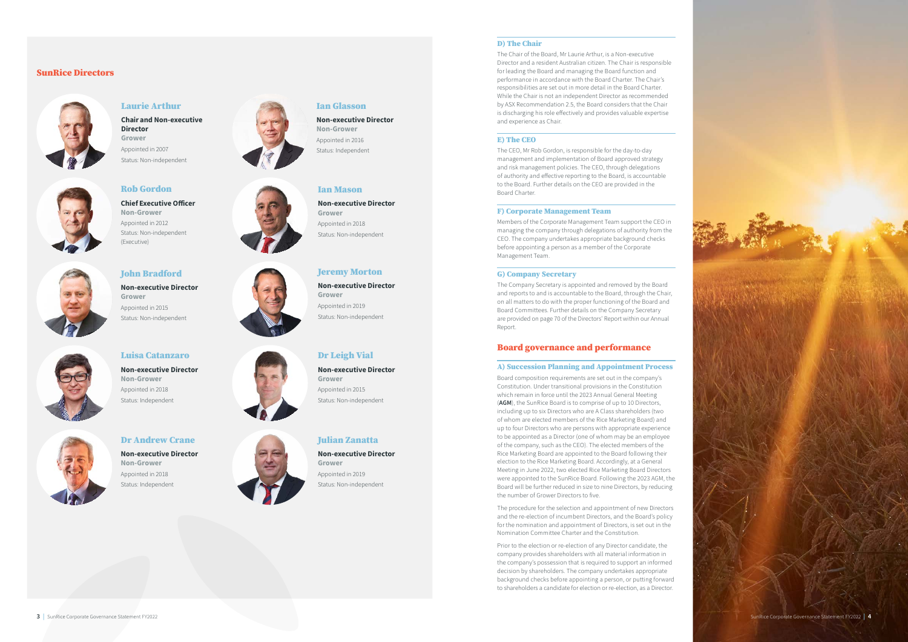## SunRice Directors

### Laurie Arthur

**Chair and Non-executive Director**
**Grower**
Appointed in 2007
Status: Non-independent

### Ian Glasson

**Non-executive Director**
**Non-Grower**
Appointed in 2016
Status: Independent

### Rob Gordon

**Chief Executive Officer**
**Non-Grower**
Appointed in 2012
Status: Non-independent (Executive)

### Ian Mason

**Non-executive Director**
**Grower**
Appointed in 2018
Status: Non-independent

### John Bradford

**Non-executive Director**
**Grower**
Appointed in 2015
Status: Non-independent

### Jeremy Morton

**Non-executive Director**
**Grower**
Appointed in 2019
Status: Non-independent

### Luisa Catanzaro

**Non-executive Director**
**Non-Grower**
Appointed in 2018
Status: Independent

### Dr Leigh Vial

**Non-executive Director**
**Grower**
Appointed in 2015
Status: Non-independent

### Dr Andrew Crane

**Non-executive Director**
**Non-Grower**
Appointed in 2018
Status: Independent

### Julian Zanatta

**Non-executive Director**
**Grower**
Appointed in 2019
Status: Non-independent

### D) The Chair

The Chair of the Board, Mr Laurie Arthur, is a Non-executive Director and a resident Australian citizen. The Chair is responsible for leading the Board and managing the Board function and performance in accordance with the Board Charter. The Chair's responsibilities are set out in more detail in the Board Charter. While the Chair is not an independent Director as recommended by ASX Recommendation 2.5, the Board considers that the Chair is discharging his role effectively and provides valuable expertise and experience as Chair.

### E) The CEO

The CEO, Mr Rob Gordon, is responsible for the day-to-day management and implementation of Board approved strategy and risk management policies. The CEO, through delegations of authority and effective reporting to the Board, is accountable to the Board. Further details on the CEO are provided in the Board Charter.

### F) Corporate Management Team

Members of the Corporate Management Team support the CEO in managing the company through delegations of authority from the CEO. The company undertakes appropriate background checks before appointing a person as a member of the Corporate Management Team.

### G) Company Secretary

The Company Secretary is appointed and removed by the Board and reports to and is accountable to the Board, through the Chair, on all matters to do with the proper functioning of the Board and Board Committees. Further details on the Company Secretary are provided on page 70 of the Directors' Report within our Annual Report.

## Board governance and performance

### A) Succession Planning and Appointment Process

Board composition requirements are set out in the company's Constitution. Under transitional provisions in the Constitution which remain in force until the 2023 Annual General Meeting (**AGM**), the SunRice Board is to comprise of up to 10 Directors, including up to six Directors who are A Class shareholders (two of whom are elected members of the Rice Marketing Board) and up to four Directors who are persons with appropriate experience to be appointed as a Director (one of whom may be an employee of the company, such as the CEO). The elected members of the Rice Marketing Board are appointed to the Board following their election to the Rice Marketing Board. Accordingly, at a General Meeting in June 2022, two elected Rice Marketing Board Directors were appointed to the SunRice Board. Following the 2023 AGM, the Board will be further reduced in size to nine Directors, by reducing the number of Grower Directors to five.

The procedure for the selection and appointment of new Directors and the re-election of incumbent Directors, and the Board's policy for the nomination and appointment of Directors, is set out in the Nomination Committee Charter and the Constitution.

Prior to the election or re-election of any Director candidate, the company provides shareholders with all material information in the company's possession that is required to support an informed decision by shareholders. The company undertakes appropriate background checks before appointing a person, or putting forward to shareholders a candidate for election or re-election, as a Director.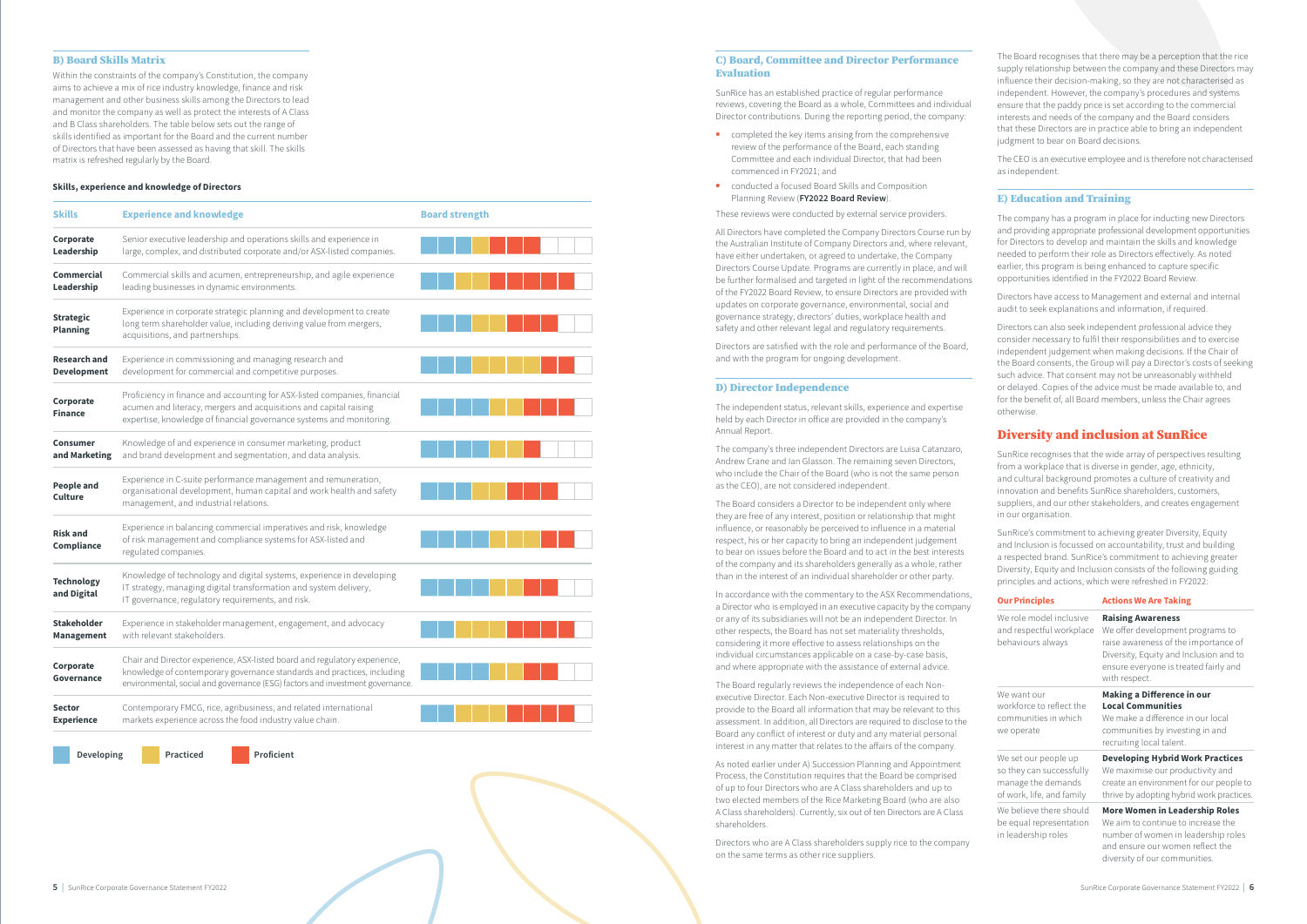### B) Board Skills Matrix

Within the constraints of the company's Constitution, the company aims to achieve a mix of rice industry knowledge, finance and risk management and other business skills among the Directors to lead and monitor the company as well as protect the interests of A Class and B Class shareholders. The table below sets out the range of skills identified as important for the Board and the current number of Directors that have been assessed as having that skill. The skills matrix is refreshed regularly by the Board.

**Skills, experience and knowledge of Directors**

| Skills | Experience and knowledge | Board strength (Developing) | Board strength (Practiced) | Board strength (Proficient) |
|---|---|---|---|---|
| **Corporate Leadership** | Senior executive leadership and operations skills and experience in large, complex, and distributed corporate and/or ASX-listed companies. | 3 | 1 | 3 |
| **Commercial Leadership** | Commercial skills and acumen, entrepreneurship, and agile experience leading businesses in dynamic environments. | 2 | 2 | 5 |
| **Strategic Planning** | Experience in corporate strategic planning and development to create long term shareholder value, including deriving value from mergers, acquisitions, and partnerships. | 3 | 2 | 3 |
| **Research and Development** | Experience in commissioning and managing research and development for commercial and competitive purposes. | 3 | 4 | 2 |
| **Corporate Finance** | Proficiency in finance and accounting for ASX-listed companies, financial acumen and literacy, mergers and acquisitions and capital raising expertise, knowledge of financial governance systems and monitoring. | 4 | 2 | 3 |
| **Consumer and Marketing** | Knowledge of and experience in consumer marketing, product and brand development and segmentation, and data analysis. | 4 | 2 | 1 |
| **People and Culture** | Experience in C-suite performance management and remuneration, organisational development, human capital and work health and safety management, and industrial relations. | 3 | 2 | 4 |
| **Risk and Compliance** | Experience in balancing commercial imperatives and risk, knowledge of risk management and compliance systems for ASX-listed and regulated companies. | 4 | 3 | 2 |
| **Technology and Digital** | Knowledge of technology and digital systems, experience in developing IT strategy, managing digital transformation and system delivery, IT governance, regulatory requirements, and risk. | 4 | 2 | 3 |
| **Stakeholder Management** | Experience in stakeholder management, engagement, and advocacy with relevant stakeholders. | 2 | 3 | 4 |
| **Corporate Governance** | Chair and Director experience, ASX-listed board and regulatory experience, knowledge of contemporary governance standards and practices, including environmental, social and governance (ESG) factors and investment governance. | 5 | 1 | 3 |
| **Sector Experience** | Contemporary FMCG, rice, agribusiness, and related international markets experience across the food industry value chain. | 2 | 3 | 5 |

Developing | Practiced | Proficient

### C) Board, Committee and Director Performance Evaluation

SunRice has an established practice of regular performance reviews, covering the Board as a whole, Committees and individual Director contributions. During the reporting period, the company:

- completed the key items arising from the comprehensive review of the performance of the Board, each standing Committee and each individual Director, that had been commenced in FY2021; and
- conducted a focused Board Skills and Composition Planning Review (**FY2022 Board Review**).

These reviews were conducted by external service providers.

All Directors have completed the Company Directors Course run by the Australian Institute of Company Directors and, where relevant, have either undertaken, or agreed to undertake, the Company Directors Course Update. Programs are currently in place, and will be further formalised and targeted in light of the recommendations of the FY2022 Board Review, to ensure Directors are provided with updates on corporate governance, environmental, social and governance strategy, directors' duties, workplace health and safety and other relevant legal and regulatory requirements.

Directors are satisfied with the role and performance of the Board, and with the program for ongoing development.

### D) Director Independence

The independent status, relevant skills, experience and expertise held by each Director in office are provided in the company's Annual Report.

The company's three independent Directors are Luisa Catanzaro, Andrew Crane and Ian Glasson. The remaining seven Directors, who include the Chair of the Board (who is not the same person as the CEO), are not considered independent.

The Board considers a Director to be independent only where they are free of any interest, position or relationship that might influence, or reasonably be perceived to influence in a material respect, his or her capacity to bring an independent judgement to bear on issues before the Board and to act in the best interests of the company and its shareholders generally as a whole, rather than in the interest of an individual shareholder or other party.

In accordance with the commentary to the ASX Recommendations, a Director who is employed in an executive capacity by the company or any of its subsidiaries will not be an independent Director. In other respects, the Board has not set materiality thresholds, considering it more effective to assess relationships on the individual circumstances applicable on a case-by-case basis, and where appropriate with the assistance of external advice.

The Board regularly reviews the independence of each Non-executive Director. Each Non-executive Director is required to provide to the Board all information that may be relevant to this assessment. In addition, all Directors are required to disclose to the Board any conflict of interest or duty and any material personal interest in any matter that relates to the affairs of the company.

As noted earlier under A) Succession Planning and Appointment Process, the Constitution requires that the Board be comprised of up to four Directors who are A Class shareholders and up to two elected members of the Rice Marketing Board (who are also A Class shareholders). Currently, six out of ten Directors are A Class shareholders.

Directors who are A Class shareholders supply rice to the company on the same terms as other rice suppliers.

The Board recognises that there may be a perception that the rice supply relationship between the company and these Directors may influence their decision-making, so they are not characterised as independent. However, the company's procedures and systems ensure that the paddy price is set according to the commercial interests and needs of the company and the Board considers that these Directors are in practice able to bring an independent judgment to bear on Board decisions.

The CEO is an executive employee and is therefore not characterised as independent.

### E) Education and Training

The company has a program in place for inducting new Directors and providing appropriate professional development opportunities for Directors to develop and maintain the skills and knowledge needed to perform their role as Directors effectively. As noted earlier, this program is being enhanced to capture specific opportunities identified in the FY2022 Board Review.

Directors have access to Management and external and internal audit to seek explanations and information, if required.

Directors can also seek independent professional advice they consider necessary to fulfil their responsibilities and to exercise independent judgement when making decisions. If the Chair of the Board consents, the Group will pay a Director's costs of seeking such advice. That consent may not be unreasonably withheld or delayed. Copies of the advice must be made available to, and for the benefit of, all Board members, unless the Chair agrees otherwise.

## Diversity and inclusion at SunRice

SunRice recognises that the wide array of perspectives resulting from a workplace that is diverse in gender, age, ethnicity, and cultural background promotes a culture of creativity and innovation and benefits SunRice shareholders, customers, suppliers, and our other stakeholders, and creates engagement in our organisation.

SunRice's commitment to achieving greater Diversity, Equity and Inclusion is focussed on accountability, trust and building a respected brand. SunRice's commitment to achieving greater Diversity, Equity and Inclusion consists of the following guiding principles and actions, which were refreshed in FY2022:

| Our Principles | Actions We Are Taking |
|---|---|
| We role model inclusive and respectful workplace behaviours always | **Raising Awareness** We offer development programs to raise awareness of the importance of Diversity, Equity and Inclusion and to ensure everyone is treated fairly and with respect. |
| We want our workforce to reflect the communities in which we operate | **Making a Difference in our Local Communities** We make a difference in our local communities by investing in and recruiting local talent. |
| We set our people up so they can successfully manage the demands of work, life, and family | **Developing Hybrid Work Practices** We maximise our productivity and create an environment for our people to thrive by adopting hybrid work practices. |
| We believe there should be equal representation in leadership roles | **More Women in Leadership Roles** We aim to continue to increase the number of women in leadership roles and ensure our women reflect the diversity of our communities. |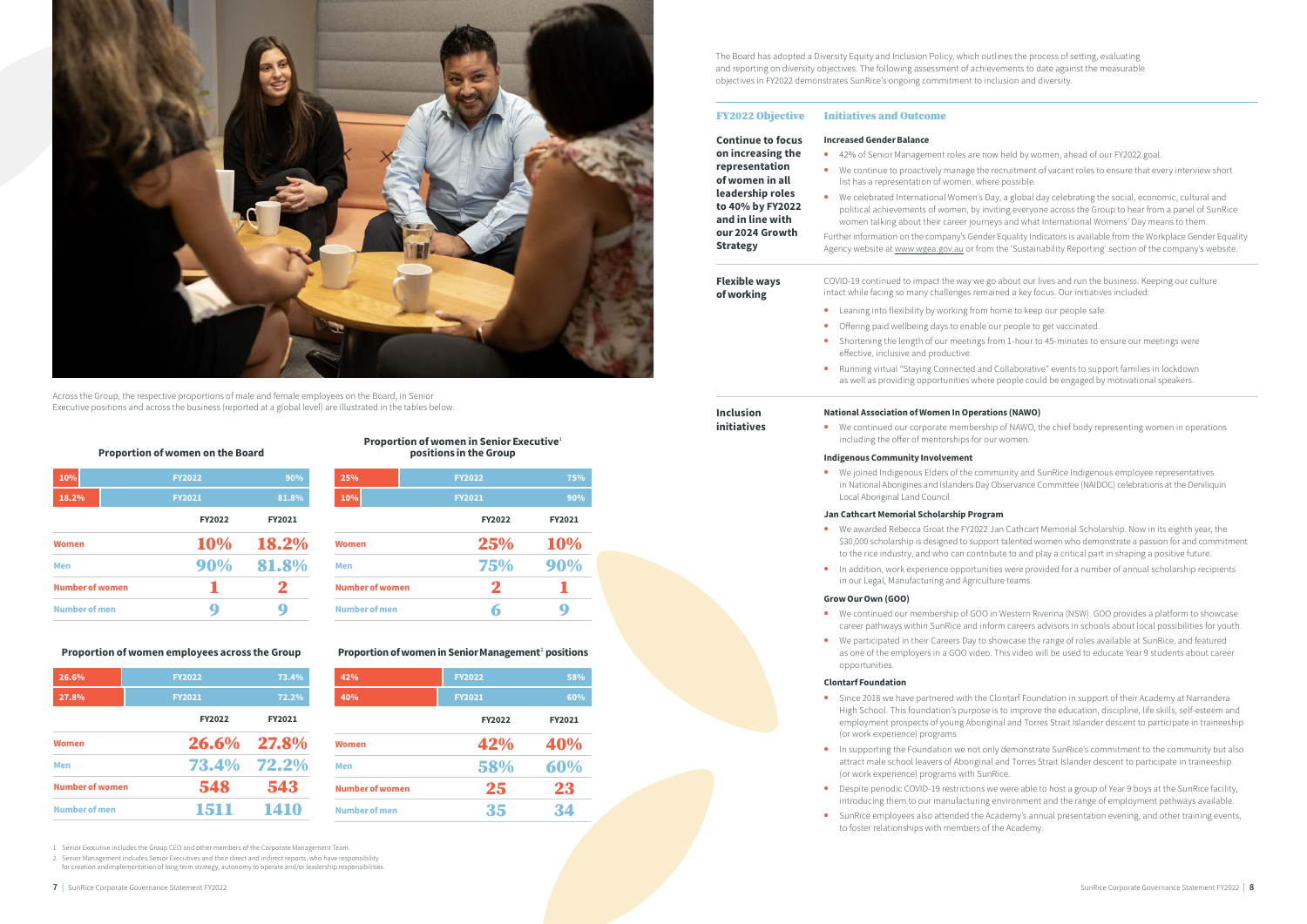Across the Group, the respective proportions of male and female employees on the Board, in Senior Executive positions and across the business (reported at a global level) are illustrated in the tables below.

### Proportion of women on the Board

| | FY2022 | FY2021 |
|---|---|---|
| Women | 10% | 18.2% |
| Men | 90% | 81.8% |
| Number of women | 1 | 2 |
| Number of men | 9 | 9 |

### Proportion of women in Senior Executive[1] positions in the Group

| | FY2022 | FY2021 |
|---|---|---|
| Women | 25% | 10% |
| Men | 75% | 90% |
| Number of women | 2 | 1 |
| Number of men | 6 | 9 |

### Proportion of women employees across the Group

| | FY2022 | FY2021 |
|---|---|---|
| Women | 26.6% | 27.8% |
| Men | 73.4% | 72.2% |
| Number of women | 548 | 543 |
| Number of men | 1511 | 1410 |

### Proportion of women in Senior Management[2] positions

| | FY2022 | FY2021 |
|---|---|---|
| Women | 42% | 40% |
| Men | 58% | 60% |
| Number of women | 25 | 23 |
| Number of men | 35 | 34 |

1. Senior Executive includes the Group CEO and other members of the Corporate Management Team.
2. Senior Management includes Senior Executives and their direct and indirect reports, who have responsibility for creation andimplementation of long term strategy, autonomy to operate and/or leadership responsibilities.

The Board has adopted a Diversity Equity and Inclusion Policy, which outlines the process of setting, evaluating and reporting on diversity objectives. The following assessment of achievements to date against the measurable objectives in FY2022 demonstrates SunRice's ongoing commitment to inclusion and diversity.

| FY2022 Objective | Initiatives and Outcome |
|---|---|
| **Continue to focus on increasing the representation of women in all leadership roles to 40% by FY2022 and in line with our 2024 Growth Strategy** | **Increased Gender Balance**<br>• 42% of Senior Management roles are now held by women, ahead of our FY2022 goal.<br>• We continue to proactively manage the recruitment of vacant roles to ensure that every interview short list has a representation of women, where possible.<br>• We celebrated International Women's Day, a global day celebrating the social, economic, cultural and political achievements of women, by inviting everyone across the Group to hear from a panel of SunRice women talking about their career journeys and what International Womens' Day means to them.<br>Further information on the company's Gender Equality Indicators is available from the Workplace Gender Equality Agency website at www.wgea.gov.au or from the 'Sustainability Reporting' section of the company's website. |
| **Flexible ways of working** | COVID-19 continued to impact the way we go about our lives and run the business. Keeping our culture intact while facing so many challenges remained a key focus. Our initiatives included:<br>• Leaning into flexibility by working from home to keep our people safe.<br>• Offering paid wellbeing days to enable our people to get vaccinated.<br>• Shortening the length of our meetings from 1-hour to 45-minutes to ensure our meetings were effective, inclusive and productive.<br>• Running virtual "Staying Connected and Collaborative" events to support families in lockdown as well as providing opportunities where people could be engaged by motivational speakers. |
| **Inclusion initiatives** | **National Association of Women In Operations (NAWO)**<br>• We continued our corporate membership of NAWO, the chief body representing women in operations including the offer of mentorships for our women.<br>**Indigenous Community Involvement**<br>• We joined Indigenous Elders of the community and SunRice Indigenous employee representatives in National Aborigines and Islanders Day Observance Committee (NAIDOC) celebrations at the Deniliquin Local Aboriginal Land Council.<br>**Jan Cathcart Memorial Scholarship Program**<br>• We awarded Rebecca Groat the FY2022 Jan Cathcart Memorial Scholarship. Now in its eighth year, the $30,000 scholarship is designed to support talented women who demonstrate a passion for and commitment to the rice industry, and who can contribute to and play a critical part in shaping a positive future.<br>• In addition, work experience opportunities were provided for a number of annual scholarship recipients in our Legal, Manufacturing and Agriculture teams.<br>**Grow Our Own (GOO)**<br>• We continued our membership of GOO in Western Riverina (NSW). GOO provides a platform to showcase career pathways within SunRice and inform careers advisors in schools about local possibilities for youth.<br>• We participated in their Careers Day to showcase the range of roles available at SunRice, and featured as one of the employers in a GOO video. This video will be used to educate Year 9 students about career opportunities.<br>**Clontarf Foundation**<br>• Since 2018 we have partnered with the Clontarf Foundation in support of their Academy at Narrandera High School. This foundation's purpose is to improve the education, discipline, life skills, self-esteem and employment prospects of young Aboriginal and Torres Strait Islander descent to participate in traineeship (or work experience) programs.<br>• In supporting the Foundation we not only demonstrate SunRice's commitment to the community but also attract male school leavers of Aboriginal and Torres Strait Islander descent to participate in traineeship (or work experience) programs with SunRice.<br>• Despite periodic COVID-19 restrictions we were able to host a group of Year 9 boys at the SunRice facility, introducing them to our manufacturing environment and the range of employment pathways available.<br>• SunRice employees also attended the Academy's annual presentation evening, and other training events, to foster relationships with members of the Academy. |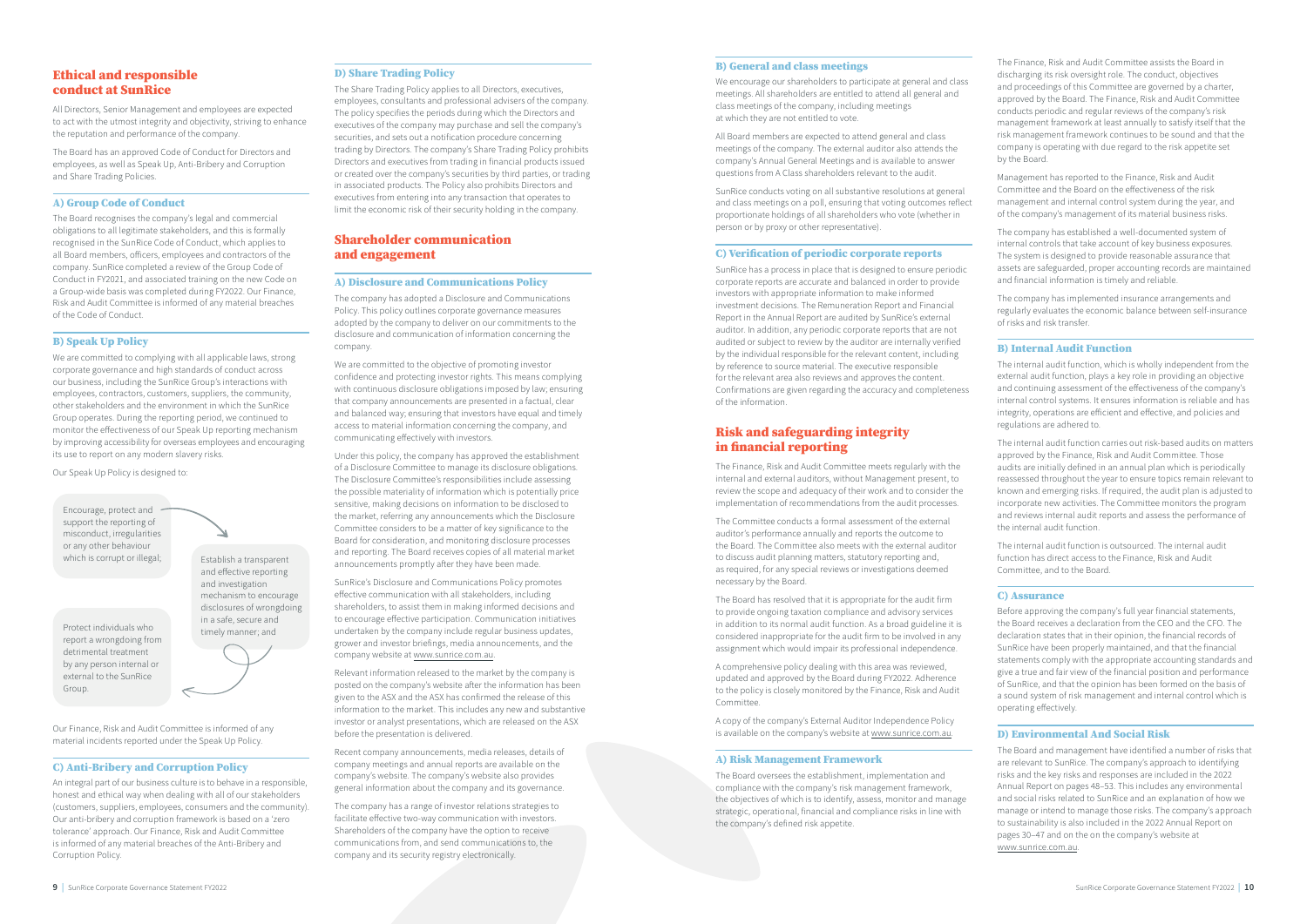## Ethical and responsible conduct at SunRice

All Directors, Senior Management and employees are expected to act with the utmost integrity and objectivity, striving to enhance the reputation and performance of the company.

The Board has an approved Code of Conduct for Directors and employees, as well as Speak Up, Anti-Bribery and Corruption and Share Trading Policies.

### A) Group Code of Conduct

The Board recognises the company's legal and commercial obligations to all legitimate stakeholders, and this is formally recognised in the SunRice Code of Conduct, which applies to all Board members, officers, employees and contractors of the company. SunRice completed a review of the Group Code of Conduct in FY2021, and associated training on the new Code on a Group-wide basis was completed during FY2022. Our Finance, Risk and Audit Committee is informed of any material breaches of the Code of Conduct.

### B) Speak Up Policy

We are committed to complying with all applicable laws, strong corporate governance and high standards of conduct across our business, including the SunRice Group's interactions with employees, contractors, customers, suppliers, the community, other stakeholders and the environment in which the SunRice Group operates. During the reporting period, we continued to monitor the effectiveness of our Speak Up reporting mechanism by improving accessibility for overseas employees and encouraging its use to report on any modern slavery risks.

Our Speak Up Policy is designed to:

- Encourage, protect and support the reporting of misconduct, irregularities or any other behaviour which is corrupt or illegal;
- Establish a transparent and effective reporting and investigation mechanism to encourage disclosures of wrongdoing in a safe, secure and timely manner; and
- Protect individuals who report a wrongdoing from detrimental treatment by any person internal or external to the SunRice Group.

Our Finance, Risk and Audit Committee is informed of any material incidents reported under the Speak Up Policy.

### C) Anti-Bribery and Corruption Policy

An integral part of our business culture is to behave in a responsible, honest and ethical way when dealing with all of our stakeholders (customers, suppliers, employees, consumers and the community). Our anti-bribery and corruption framework is based on a 'zero tolerance' approach. Our Finance, Risk and Audit Committee is informed of any material breaches of the Anti-Bribery and Corruption Policy.

### D) Share Trading Policy

The Share Trading Policy applies to all Directors, executives, employees, consultants and professional advisers of the company. The policy specifies the periods during which the Directors and executives of the company may purchase and sell the company's securities, and sets out a notification procedure concerning trading by Directors. The company's Share Trading Policy prohibits Directors and executives from trading in financial products issued or created over the company's securities by third parties, or trading in associated products. The Policy also prohibits Directors and executives from entering into any transaction that operates to limit the economic risk of their security holding in the company.

## Shareholder communication and engagement

### A) Disclosure and Communications Policy

The company has adopted a Disclosure and Communications Policy. This policy outlines corporate governance measures adopted by the company to deliver on our commitments to the disclosure and communication of information concerning the company.

We are committed to the objective of promoting investor confidence and protecting investor rights. This means complying with continuous disclosure obligations imposed by law; ensuring that company announcements are presented in a factual, clear and balanced way; ensuring that investors have equal and timely access to material information concerning the company, and communicating effectively with investors.

Under this policy, the company has approved the establishment of a Disclosure Committee to manage its disclosure obligations. The Disclosure Committee's responsibilities include assessing the possible materiality of information which is potentially price sensitive, making decisions on information to be disclosed to the market, referring any announcements which the Disclosure Committee considers to be a matter of key significance to the Board for consideration, and monitoring disclosure processes and reporting. The Board receives copies of all material market announcements promptly after they have been made.

SunRice's Disclosure and Communications Policy promotes effective communication with all stakeholders, including shareholders, to assist them in making informed decisions and to encourage effective participation. Communication initiatives undertaken by the company include regular business updates, grower and investor briefings, media announcements, and the company website at www.sunrice.com.au.

Relevant information released to the market by the company is posted on the company's website after the information has been given to the ASX and the ASX has confirmed the release of this information to the market. This includes any new and substantive investor or analyst presentations, which are released on the ASX before the presentation is delivered.

Recent company announcements, media releases, details of company meetings and annual reports are available on the company's website. The company's website also provides general information about the company and its governance.

The company has a range of investor relations strategies to facilitate effective two-way communication with investors. Shareholders of the company have the option to receive communications from, and send communications to, the company and its security registry electronically.

### B) General and class meetings

We encourage our shareholders to participate at general and class meetings. All shareholders are entitled to attend all general and class meetings of the company, including meetings at which they are not entitled to vote.

All Board members are expected to attend general and class meetings of the company. The external auditor also attends the company's Annual General Meetings and is available to answer questions from A Class shareholders relevant to the audit.

SunRice conducts voting on all substantive resolutions at general and class meetings on a poll, ensuring that voting outcomes reflect proportionate holdings of all shareholders who vote (whether in person or by proxy or other representative).

### C) Verification of periodic corporate reports

SunRice has a process in place that is designed to ensure periodic corporate reports are accurate and balanced in order to provide investors with appropriate information to make informed investment decisions. The Remuneration Report and Financial Report in the Annual Report are audited by SunRice's external auditor. In addition, any periodic corporate reports that are not audited or subject to review by the auditor are internally verified by the individual responsible for the relevant content, including by reference to source material. The executive responsible for the relevant area also reviews and approves the content. Confirmations are given regarding the accuracy and completeness of the information.

## Risk and safeguarding integrity in financial reporting

The Finance, Risk and Audit Committee meets regularly with the internal and external auditors, without Management present, to review the scope and adequacy of their work and to consider the implementation of recommendations from the audit processes.

The Committee conducts a formal assessment of the external auditor's performance annually and reports the outcome to the Board. The Committee also meets with the external auditor to discuss audit planning matters, statutory reporting and, as required, for any special reviews or investigations deemed necessary by the Board.

The Board has resolved that it is appropriate for the audit firm to provide ongoing taxation compliance and advisory services in addition to its normal audit function. As a broad guideline it is considered inappropriate for the audit firm to be involved in any assignment which would impair its professional independence.

A comprehensive policy dealing with this area was reviewed, updated and approved by the Board during FY2022. Adherence to the policy is closely monitored by the Finance, Risk and Audit Committee.

A copy of the company's External Auditor Independence Policy is available on the company's website at www.sunrice.com.au.

### A) Risk Management Framework

The Board oversees the establishment, implementation and compliance with the company's risk management framework, the objectives of which is to identify, assess, monitor and manage strategic, operational, financial and compliance risks in line with the company's defined risk appetite.

The Finance, Risk and Audit Committee assists the Board in discharging its risk oversight role. The conduct, objectives and proceedings of this Committee are governed by a charter, approved by the Board. The Finance, Risk and Audit Committee conducts periodic and regular reviews of the company's risk management framework at least annually to satisfy itself that the risk management framework continues to be sound and that the company is operating with due regard to the risk appetite set by the Board.

Management has reported to the Finance, Risk and Audit Committee and the Board on the effectiveness of the risk management and internal control system during the year, and of the company's management of its material business risks.

The company has established a well-documented system of internal controls that take account of key business exposures. The system is designed to provide reasonable assurance that assets are safeguarded, proper accounting records are maintained and financial information is timely and reliable.

The company has implemented insurance arrangements and regularly evaluates the economic balance between self-insurance of risks and risk transfer.

### B) Internal Audit Function

The internal audit function, which is wholly independent from the external audit function, plays a key role in providing an objective and continuing assessment of the effectiveness of the company's internal control systems. It ensures information is reliable and has integrity, operations are efficient and effective, and policies and regulations are adhered to.

The internal audit function carries out risk-based audits on matters approved by the Finance, Risk and Audit Committee. Those audits are initially defined in an annual plan which is periodically reassessed throughout the year to ensure topics remain relevant to known and emerging risks. If required, the audit plan is adjusted to incorporate new activities. The Committee monitors the program and reviews internal audit reports and assess the performance of the internal audit function.

The internal audit function is outsourced. The internal audit function has direct access to the Finance, Risk and Audit Committee, and to the Board.

### C) Assurance

Before approving the company's full year financial statements, the Board receives a declaration from the CEO and the CFO. The declaration states that in their opinion, the financial records of SunRice have been properly maintained, and that the financial statements comply with the appropriate accounting standards and give a true and fair view of the financial position and performance of SunRice, and that the opinion has been formed on the basis of a sound system of risk management and internal control which is operating effectively.

### D) Environmental And Social Risk

The Board and management have identified a number of risks that are relevant to SunRice. The company's approach to identifying risks and the key risks and responses are included in the 2022 Annual Report on pages 48–53. This includes any environmental and social risks related to SunRice and an explanation of how we manage or intend to manage those risks. The company's approach to sustainability is also included in the 2022 Annual Report on pages 30–47 and on the on the company's website at www.sunrice.com.au.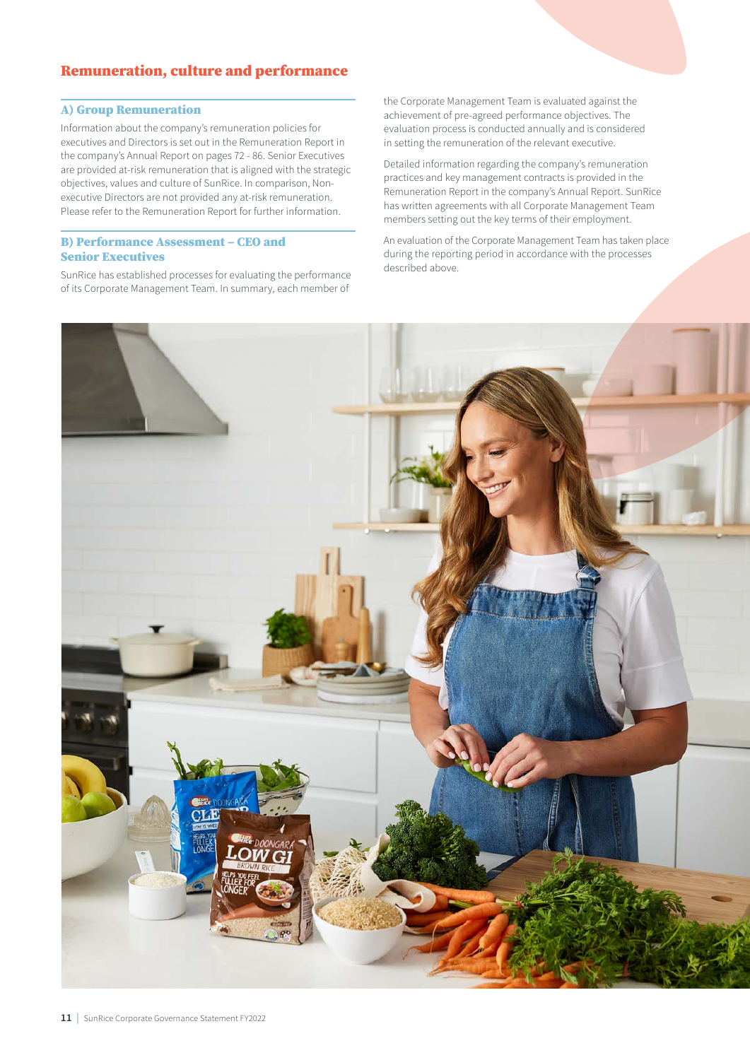## Remuneration, culture and performance

### A) Group Remuneration

Information about the company's remuneration policies for executives and Directors is set out in the Remuneration Report in the company's Annual Report on pages 72 - 86. Senior Executives are provided at-risk remuneration that is aligned with the strategic objectives, values and culture of SunRice. In comparison, Non-executive Directors are not provided any at-risk remuneration. Please refer to the Remuneration Report for further information.

### B) Performance Assessment – CEO and Senior Executives

SunRice has established processes for evaluating the performance of its Corporate Management Team. In summary, each member of the Corporate Management Team is evaluated against the achievement of pre-agreed performance objectives. The evaluation process is conducted annually and is considered in setting the remuneration of the relevant executive.

Detailed information regarding the company's remuneration practices and key management contracts is provided in the Remuneration Report in the company's Annual Report. SunRice has written agreements with all Corporate Management Team members setting out the key terms of their employment.

An evaluation of the Corporate Management Team has taken place during the reporting period in accordance with the processes described above.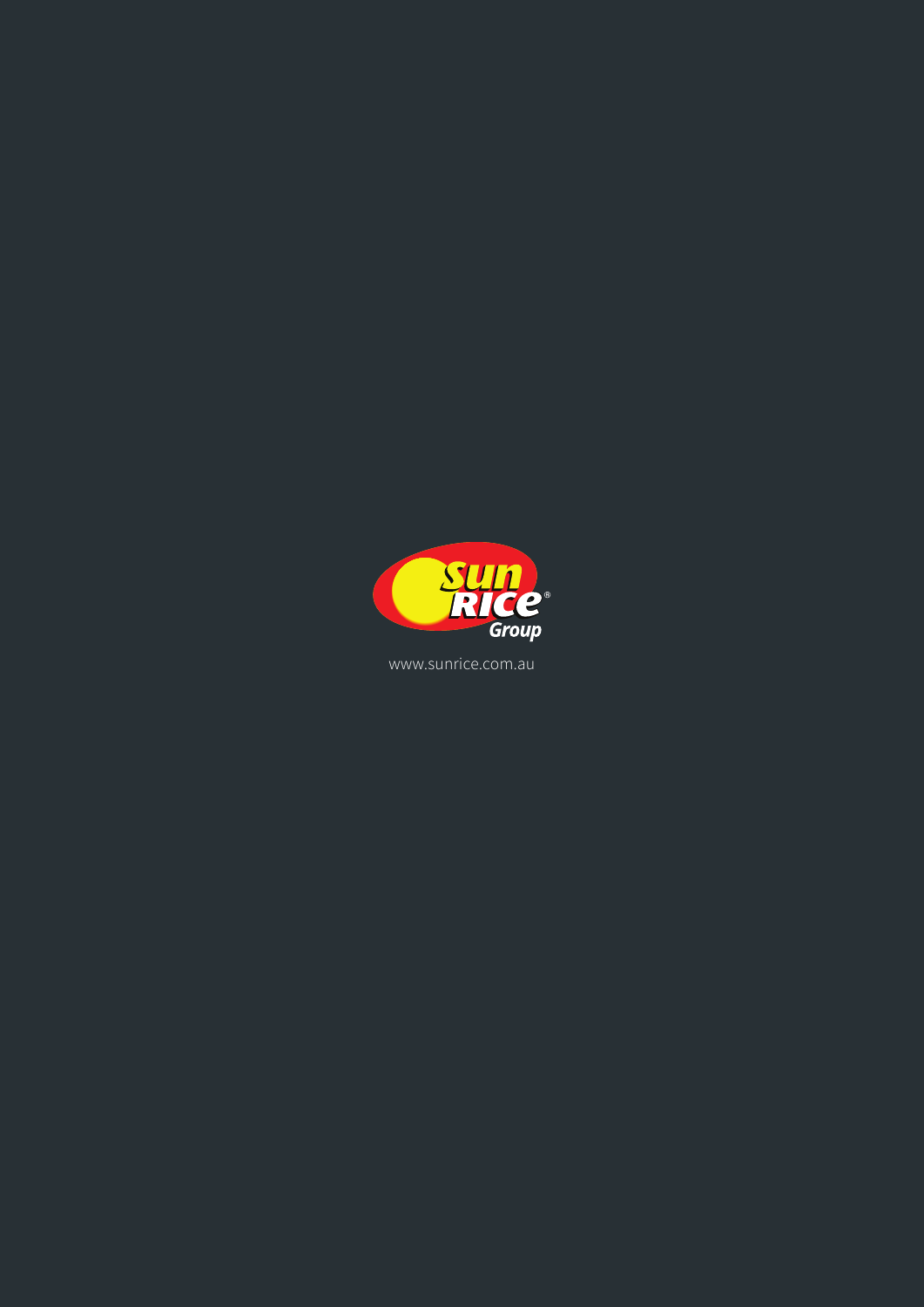SunRice® Group

www.sunrice.com.au